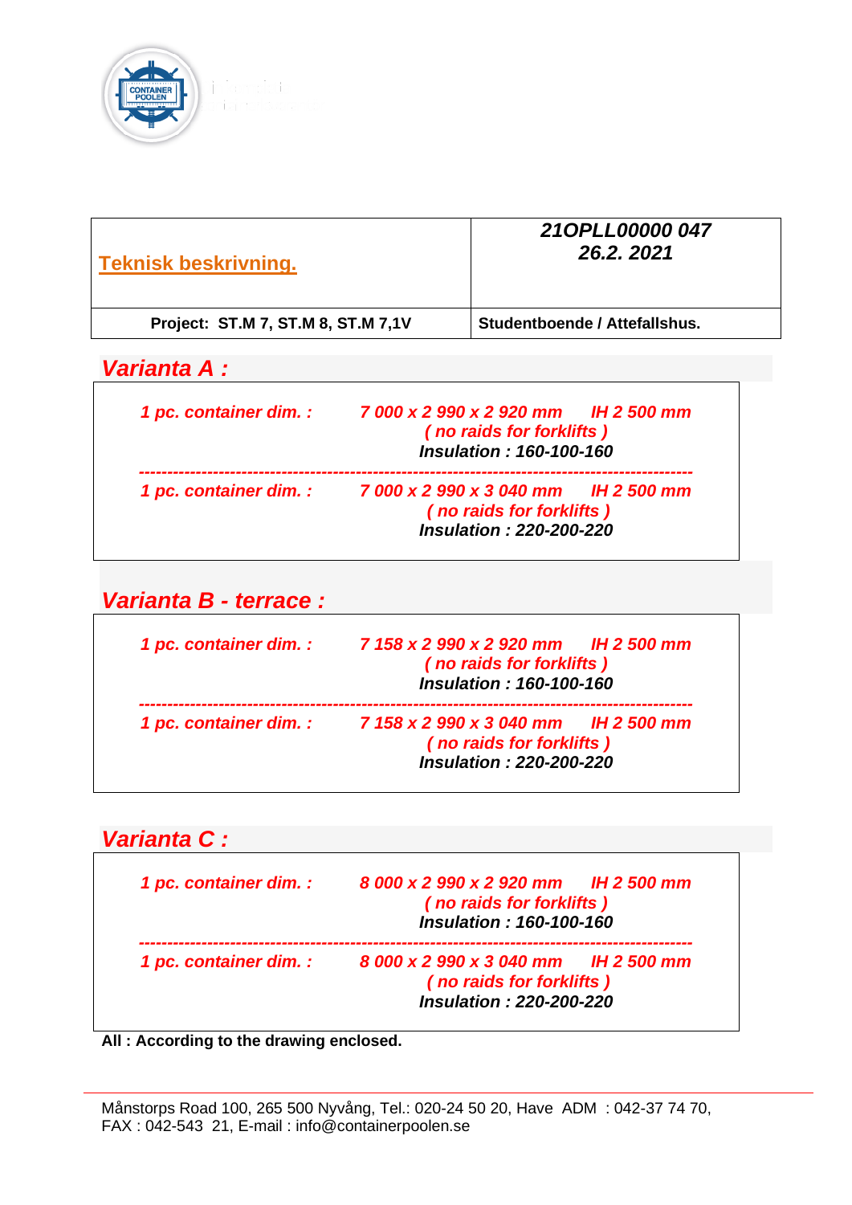| **Teknisk beskrivning.** | ***21OPLL00000 047*** ***26.2. 2021*** |
| --- | --- |
| **Project: ST.M 7, ST.M 8, ST.M 7,1V** | **Studentboende / Attefallshus.** |

## *Varianta A :*

***1 pc. container dim. :*** ***7 000 x 2 990 x 2 920 mm*** ***IH 2 500 mm***
***( no raids for forklifts )***
***Insulation : 160-100-160***

---

***1 pc. container dim. :*** ***7 000 x 2 990 x 3 040 mm*** ***IH 2 500 mm***
***( no raids for forklifts )***
***Insulation : 220-200-220***

## *Varianta B - terrace :*

***1 pc. container dim. :*** ***7 158 x 2 990 x 2 920 mm*** ***IH 2 500 mm***
***( no raids for forklifts )***
***Insulation : 160-100-160***

---

***1 pc. container dim. :*** ***7 158 x 2 990 x 3 040 mm*** ***IH 2 500 mm***
***( no raids for forklifts )***
***Insulation : 220-200-220***

## *Varianta C :*

***1 pc. container dim. :*** ***8 000 x 2 990 x 2 920 mm*** ***IH 2 500 mm***
***( no raids for forklifts )***
***Insulation : 160-100-160***

---

***1 pc. container dim. :*** ***8 000 x 2 990 x 3 040 mm*** ***IH 2 500 mm***
***( no raids for forklifts )***
***Insulation : 220-200-220***

**All : According to the drawing enclosed.**

Månstorps Road 100, 265 500 Nyvång, Tel.: 020-24 50 20, Have ADM : 042-37 74 70,
FAX : 042-543 21, E-mail : info@containerpoolen.se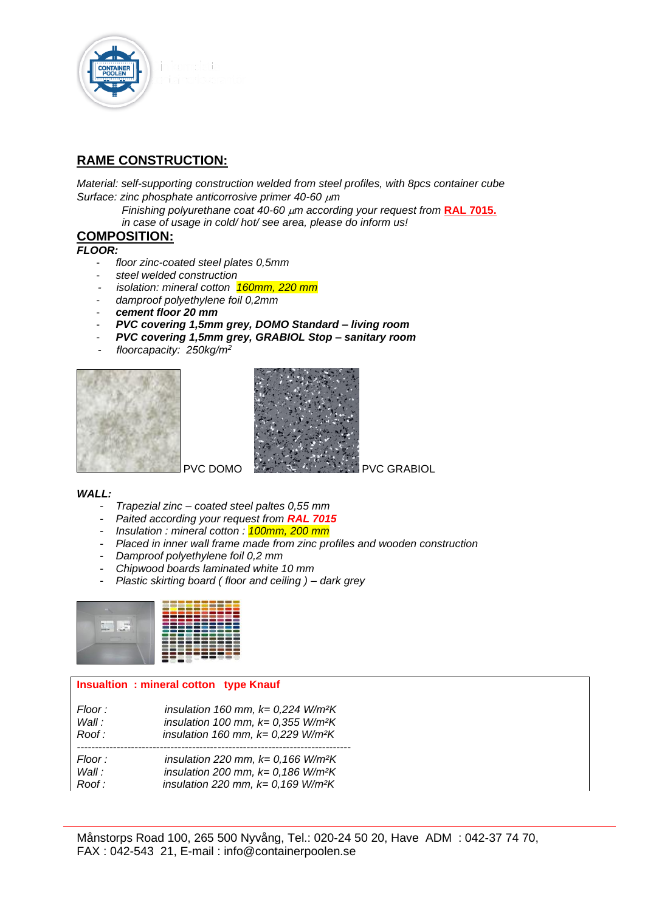## RAME CONSTRUCTION:

*Material: self-supporting construction welded from steel profiles, with 8pcs container cube*
*Surface: zinc phosphate anticorrosive primer 40-60 μm*

*Finishing polyurethane coat 40-60 μm according your request from* **RAL 7015.**
*in case of usage in cold/ hot/ see area, please do inform us!*

## COMPOSITION:

***FLOOR:***

- *floor zinc-coated steel plates 0,5mm*
- *steel welded construction*
- *isolation: mineral cotton 160mm, 220 mm*
- *damproof polyethylene foil 0,2mm*
- ***cement floor 20 mm***
- ***PVC covering 1,5mm grey, DOMO Standard – living room***
- ***PVC covering 1,5mm grey, GRABIOL Stop – sanitary room***
- *floorcapacity: 250kg/m²*

PVC DOMO PVC GRABIOL

***WALL:***

- *Trapezial zinc – coated steel paltes 0,55 mm*
- *Paited according your request from* ***RAL 7015***
- *Insulation : mineral cotton : 100mm, 200 mm*
- *Placed in inner wall frame made from zinc profiles and wooden construction*
- *Damproof polyethylene foil 0,2 mm*
- *Chipwood boards laminated white 10 mm*
- *Plastic skirting board ( floor and ceiling ) – dark grey*

**Insualtion : mineral cotton type Knauf**

| | |
|---|---|
| *Floor :* | *insulation 160 mm, k= 0,224 W/m²K* |
| *Wall :* | *insulation 100 mm, k= 0,355 W/m²K* |
| *Roof :* | *insulation 160 mm, k= 0,229 W/m²K* |
| *Floor :* | *insulation 220 mm, k= 0,166 W/m²K* |
| *Wall :* | *insulation 200 mm, k= 0,186 W/m²K* |
| *Roof :* | *insulation 220 mm, k= 0,169 W/m²K* |

Månstorps Road 100, 265 500 Nyvång, Tel.: 020-24 50 20, Have ADM : 042-37 74 70, FAX : 042-543 21, E-mail : info@containerpoolen.se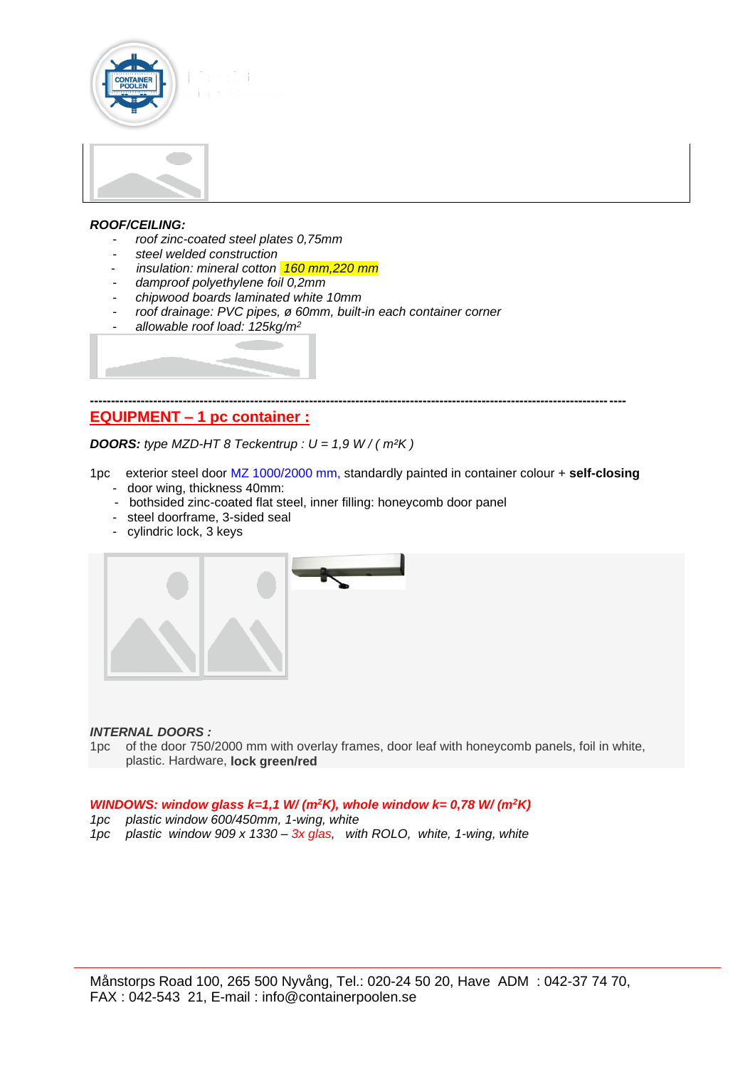***ROOF/CEILING:***

- *roof zinc-coated steel plates 0,75mm*
- *steel welded construction*
- *insulation: mineral cotton 160 mm,220 mm*
- *dampproof polyethylene foil 0,2mm*
- *chipwood boards laminated white 10mm*
- *roof drainage: PVC pipes, ø 60mm, built-in each container corner*
- *allowable roof load: 125kg/m²*

---

## EQUIPMENT – 1 pc container :

***DOORS:*** *type MZD-HT 8 Teckentrup : U = 1,9 W / ( m²K )*

1pc exterior steel door MZ 1000/2000 mm, standardly painted in container colour + **self-closing**

- door wing, thickness 40mm:
- bothsided zinc-coated flat steel, inner filling: honeycomb door panel
- steel doorframe, 3-sided seal
- cylindric lock, 3 keys

***INTERNAL DOORS :***

1pc of the door 750/2000 mm with overlay frames, door leaf with honeycomb panels, foil in white, plastic. Hardware, **lock green/red**

***WINDOWS: window glass k=1,1 W/ (m²K), whole window k= 0,78 W/ (m²K)***

*1pc plastic window 600/450mm, 1-wing, white*

*1pc plastic window 909 x 1330 – 3x glas, with ROLO, white, 1-wing, white*

Månstorps Road 100, 265 500 Nyvång, Tel.: 020-24 50 20, Have ADM : 042-37 74 70, FAX : 042-543 21, E-mail : info@containerpoolen.se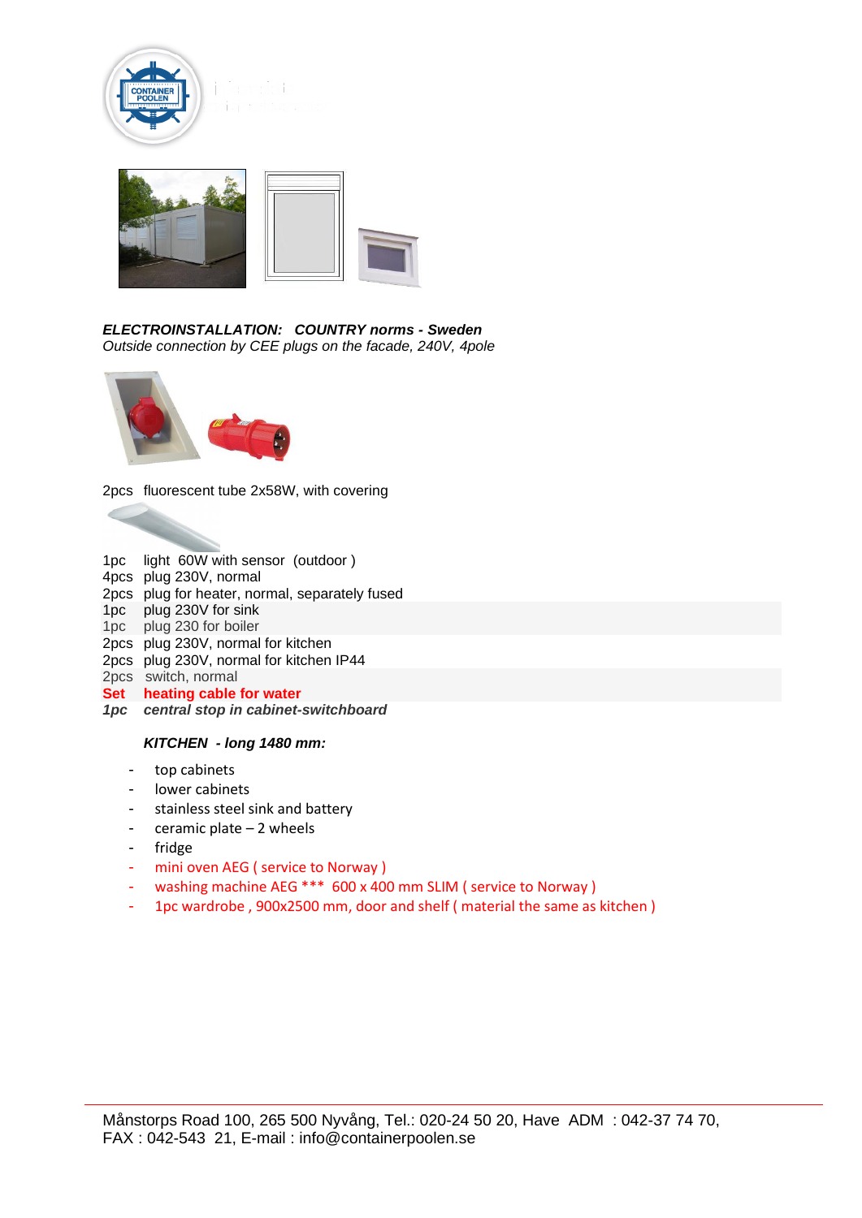***ELECTROINSTALLATION:   COUNTRY norms - Sweden***
*Outside connection by CEE plugs on the facade, 240V, 4pole*

2pcs  fluorescent tube 2x58W, with covering

1pc    light  60W with sensor  (outdoor )
4pcs  plug 230V, normal
2pcs  plug for heater, normal, separately fused
1pc    plug 230V for sink
1pc    plug 230 for boiler
2pcs  plug 230V, normal for kitchen
2pcs  plug 230V, normal for kitchen IP44
2pcs  switch, normal
**Set    heating cable for water**
***1pc    central stop in cabinet-switchboard***

***KITCHEN  - long 1480 mm:***

- top cabinets
- lower cabinets
- stainless steel sink and battery
- ceramic plate – 2 wheels
- fridge
- mini oven AEG ( service to Norway )
- washing machine AEG ***  600 x 400 mm SLIM ( service to Norway )
- 1pc wardrobe , 900x2500 mm, door and shelf ( material the same as kitchen )

Månstorps Road 100, 265 500 Nyvång, Tel.: 020-24 50 20, Have  ADM  : 042-37 74 70,
FAX : 042-543  21, E-mail : info@containerpoolen.se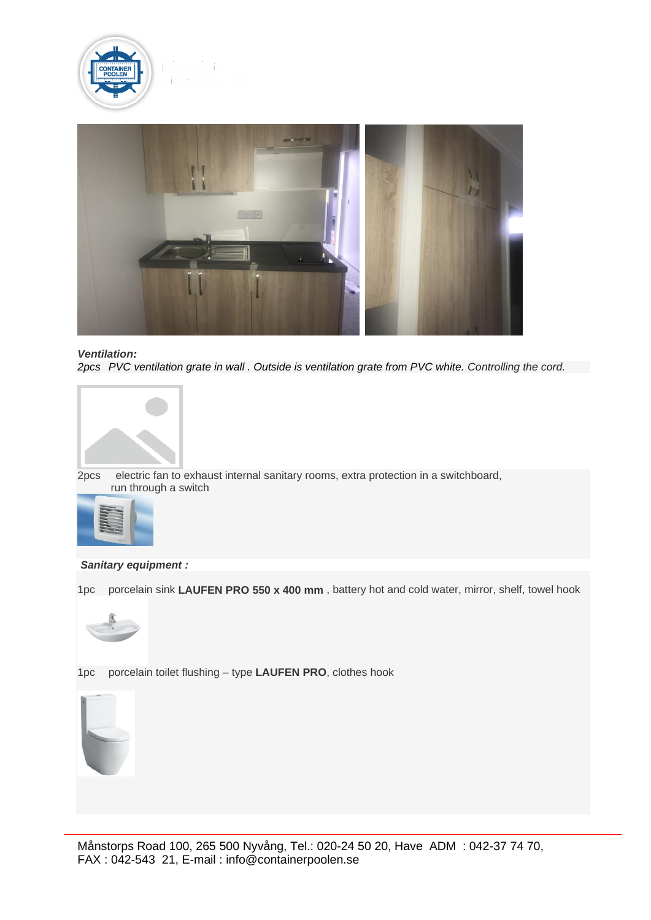***Ventilation:***

*2pcs PVC ventilation grate in wall . Outside is ventilation grate from PVC white.* *Controlling the cord.*

2pcs electric fan to exhaust internal sanitary rooms, extra protection in a switchboard, run through a switch

***Sanitary equipment :***

1pc porcelain sink **LAUFEN PRO 550 x 400 mm** , battery hot and cold water, mirror, shelf, towel hook

1pc porcelain toilet flushing – type **LAUFEN PRO**, clothes hook

Månstorps Road 100, 265 500 Nyvång, Tel.: 020-24 50 20, Have ADM : 042-37 74 70, FAX : 042-543 21, E-mail : info@containerpoolen.se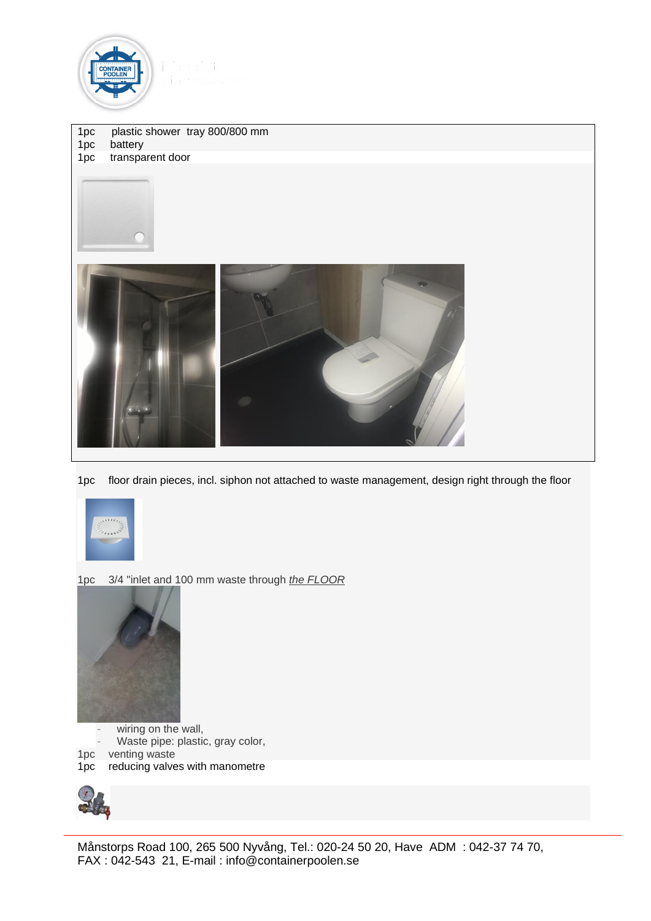1pc plastic shower tray 800/800 mm
1pc battery
1pc transparent door

1pc floor drain pieces, incl. siphon not attached to waste management, design right through the floor

1pc 3/4 "inlet and 100 mm waste through *the FLOOR*

- wiring on the wall,
- Waste pipe: plastic, gray color,

1pc venting waste
1pc reducing valves with manometre

Månstorps Road 100, 265 500 Nyvång, Tel.: 020-24 50 20, Have ADM : 042-37 74 70, FAX : 042-543 21, E-mail : info@containerpoolen.se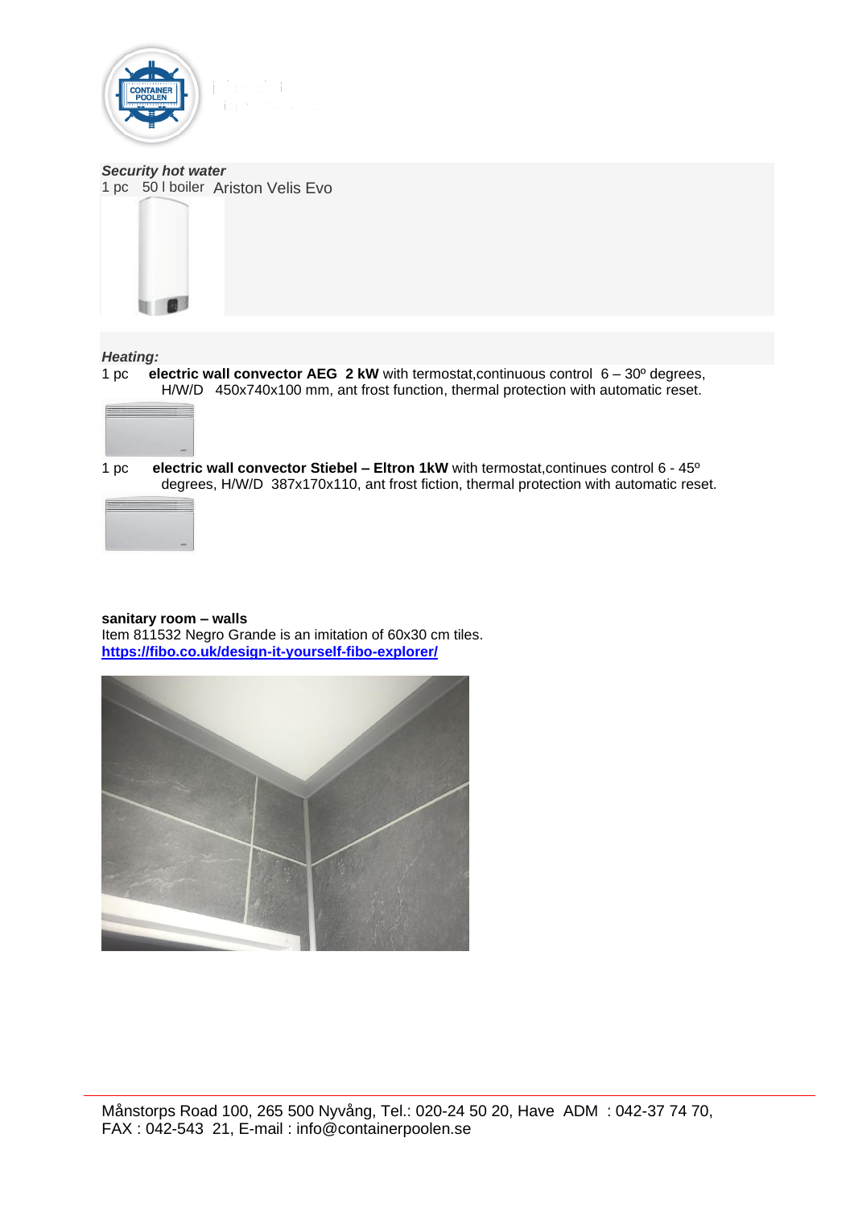***Security hot water***
1 pc 50 l boiler Ariston Velis Evo

***Heating:***
1 pc **electric wall convector AEG 2 kW** with termostat,continuous control 6 – 30º degrees, H/W/D 450x740x100 mm, ant frost function, thermal protection with automatic reset.

1 pc **electric wall convector Stiebel – Eltron 1kW** with termostat,continues control 6 - 45º degrees, H/W/D 387x170x110, ant frost fiction, thermal protection with automatic reset.

**sanitary room – walls**
Item 811532 Negro Grande is an imitation of 60x30 cm tiles.
**https://fibo.co.uk/design-it-yourself-fibo-explorer/**

Månstorps Road 100, 265 500 Nyvång, Tel.: 020-24 50 20, Have ADM : 042-37 74 70, FAX : 042-543 21, E-mail : info@containerpoolen.se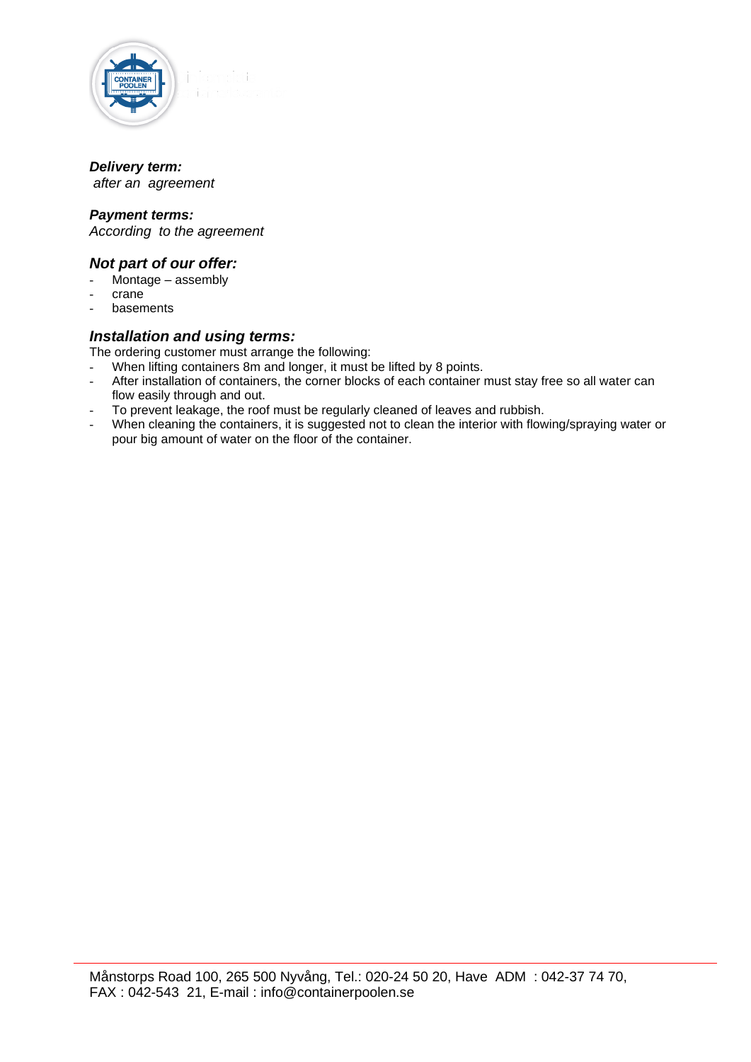***Delivery term:***
*after an agreement*

***Payment terms:***
*According to the agreement*

## *Not part of our offer:*

- Montage – assembly
- crane
- basements

## *Installation and using terms:*

The ordering customer must arrange the following:

- When lifting containers 8m and longer, it must be lifted by 8 points.
- After installation of containers, the corner blocks of each container must stay free so all water can flow easily through and out.
- To prevent leakage, the roof must be regularly cleaned of leaves and rubbish.
- When cleaning the containers, it is suggested not to clean the interior with flowing/spraying water or pour big amount of water on the floor of the container.

Månstorps Road 100, 265 500 Nyvång, Tel.: 020-24 50 20, Have ADM : 042-37 74 70, FAX : 042-543 21, E-mail : info@containerpoolen.se